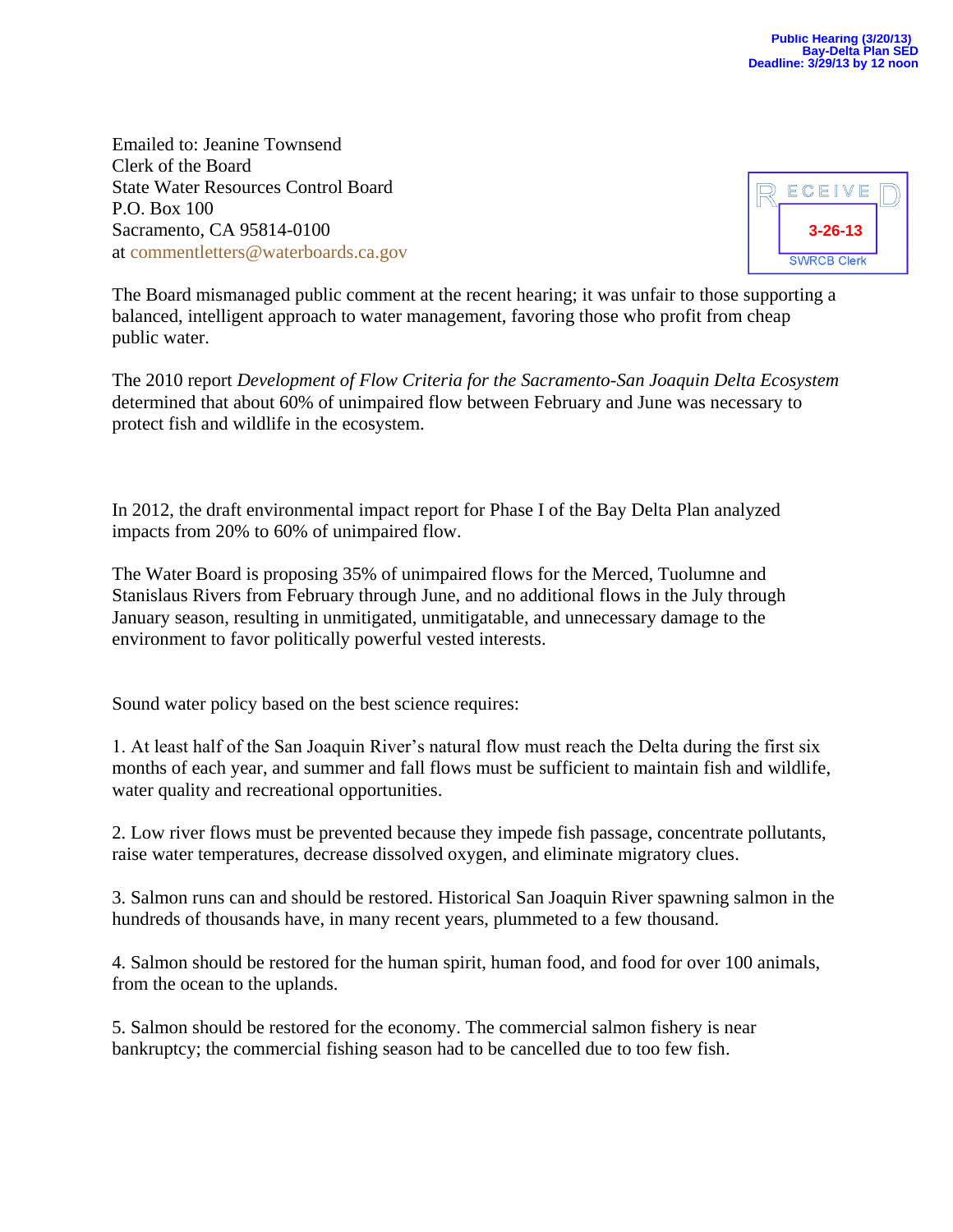Public Hearing (3/20/13)
Bay-Delta Plan SED
Deadline: 3/29/13 by 12 noon

Emailed to: Jeanine Townsend
Clerk of the Board
State Water Resources Control Board
P.O. Box 100
Sacramento, CA 95814-0100
at commentletters@waterboards.ca.gov

RECEIVED
3-26-13
SWRCB Clerk

The Board mismanaged public comment at the recent hearing; it was unfair to those supporting a balanced, intelligent approach to water management, favoring those who profit from cheap public water.

The 2010 report *Development of Flow Criteria for the Sacramento-San Joaquin Delta Ecosystem* determined that about 60% of unimpaired flow between February and June was necessary to protect fish and wildlife in the ecosystem.

In 2012, the draft environmental impact report for Phase I of the Bay Delta Plan analyzed impacts from 20% to 60% of unimpaired flow.

The Water Board is proposing 35% of unimpaired flows for the Merced, Tuolumne and Stanislaus Rivers from February through June, and no additional flows in the July through January season, resulting in unmitigated, unmitigatable, and unnecessary damage to the environment to favor politically powerful vested interests.

Sound water policy based on the best science requires:

1. At least half of the San Joaquin River's natural flow must reach the Delta during the first six months of each year, and summer and fall flows must be sufficient to maintain fish and wildlife, water quality and recreational opportunities.

2. Low river flows must be prevented because they impede fish passage, concentrate pollutants, raise water temperatures, decrease dissolved oxygen, and eliminate migratory clues.

3. Salmon runs can and should be restored. Historical San Joaquin River spawning salmon in the hundreds of thousands have, in many recent years, plummeted to a few thousand.

4. Salmon should be restored for the human spirit, human food, and food for over 100 animals, from the ocean to the uplands.

5. Salmon should be restored for the economy. The commercial salmon fishery is near bankruptcy; the commercial fishing season had to be cancelled due to too few fish.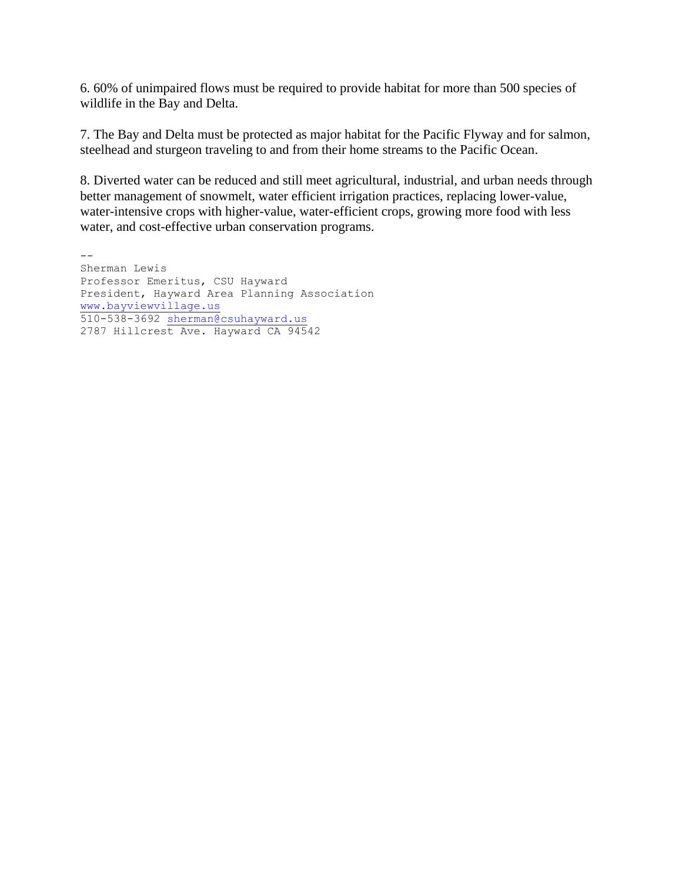6. 60% of unimpaired flows must be required to provide habitat for more than 500 species of wildlife in the Bay and Delta.

7. The Bay and Delta must be protected as major habitat for the Pacific Flyway and for salmon, steelhead and sturgeon traveling to and from their home streams to the Pacific Ocean.

8. Diverted water can be reduced and still meet agricultural, industrial, and urban needs through better management of snowmelt, water efficient irrigation practices, replacing lower-value, water-intensive crops with higher-value, water-efficient crops, growing more food with less water, and cost-effective urban conservation programs.

--
Sherman Lewis
Professor Emeritus, CSU Hayward
President, Hayward Area Planning Association
www.bayviewvillage.us
510-538-3692 sherman@csuhayward.us
2787 Hillcrest Ave. Hayward CA 94542